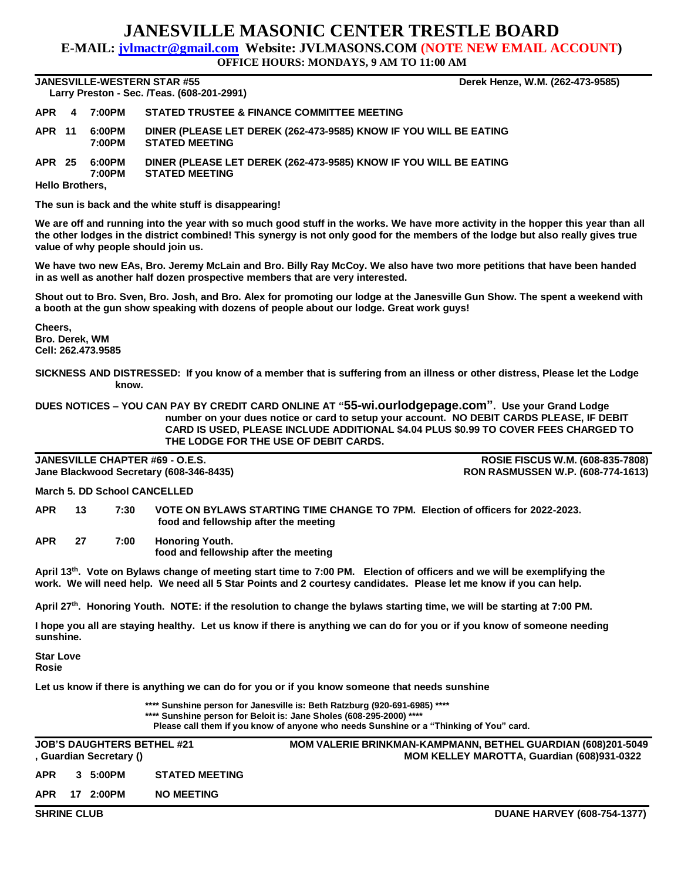# JANESVILLE MASONIC CENTER TRESTLE BOARD

**E-MAIL: jvlmactr@gmail.com Website: JVLMASONS.COM (NOTE NEW EMAIL ACCOUNT)**

**OFFICE HOURS: MONDAYS, 9 AM TO 11:00 AM**

---

**JANESVILLE-WESTERN STAR #55** — **Derek Henze, W.M. (262-473-9585)**

**Larry Preston - Sec. /Teas. (608-201-2991)**

| | | |
|---|---|---|
| **APR 4** | **7:00PM** | **STATED TRUSTEE & FINANCE COMMITTEE MEETING** |
| **APR 11** | **6:00PM** | **DINER (PLEASE LET DEREK (262-473-9585) KNOW IF YOU WILL BE EATING** |
| | **7:00PM** | **STATED MEETING** |
| **APR 25** | **6:00PM** | **DINER (PLEASE LET DEREK (262-473-9585) KNOW IF YOU WILL BE EATING** |
| | **7:00PM** | **STATED MEETING** |

**Hello Brothers,**

**The sun is back and the white stuff is disappearing!**

**We are off and running into the year with so much good stuff in the works. We have more activity in the hopper this year than all the other lodges in the district combined! This synergy is not only good for the members of the lodge but also really gives true value of why people should join us.**

**We have two new EAs, Bro. Jeremy McLain and Bro. Billy Ray McCoy. We also have two more petitions that have been handed in as well as another half dozen prospective members that are very interested.**

**Shout out to Bro. Sven, Bro. Josh, and Bro. Alex for promoting our lodge at the Janesville Gun Show. The spent a weekend with a booth at the gun show speaking with dozens of people about our lodge. Great work guys!**

**Cheers,**
**Bro. Derek, WM**
**Cell: 262.473.9585**

**SICKNESS AND DISTRESSED: If you know of a member that is suffering from an illness or other distress, Please let the Lodge know.**

**DUES NOTICES – YOU CAN PAY BY CREDIT CARD ONLINE AT "55-wi.ourlodgepage.com". Use your Grand Lodge number on your dues notice or card to setup your account. NO DEBIT CARDS PLEASE, IF DEBIT CARD IS USED, PLEASE INCLUDE ADDITIONAL $4.04 PLUS $0.99 TO COVER FEES CHARGED TO THE LODGE FOR THE USE OF DEBIT CARDS.**

---

**JANESVILLE CHAPTER #69 - O.E.S.** — **ROSIE FISCUS W.M. (608-835-7808)**

**Jane Blackwood Secretary (608-346-8435)** — **RON RASMUSSEN W.P. (608-774-1613)**

**March 5. DD School CANCELLED**

| | | | |
|---|---|---|---|
| **APR** | **13** | **7:30** | **VOTE ON BYLAWS STARTING TIME CHANGE TO 7PM. Election of officers for 2022-2023. food and fellowship after the meeting** |
| **APR** | **27** | **7:00** | **Honoring Youth. food and fellowship after the meeting** |

**April 13th. Vote on Bylaws change of meeting start time to 7:00 PM. Election of officers and we will be exemplifying the work. We will need help. We need all 5 Star Points and 2 courtesy candidates. Please let me know if you can help.**

**April 27th. Honoring Youth. NOTE: if the resolution to change the bylaws starting time, we will be starting at 7:00 PM.**

**I hope you all are staying healthy. Let us know if there is anything we can do for you or if you know of someone needing sunshine.**

**Star Love**
**Rosie**

**Let us know if there is anything we can do for you or if you know someone that needs sunshine**

**\*\*\*\* Sunshine person for Janesville is: Beth Ratzburg (920-691-6985) \*\*\*\***
**\*\*\*\* Sunshine person for Beloit is: Jane Sholes (608-295-2000) \*\*\*\***
**Please call them if you know of anyone who needs Sunshine or a "Thinking of You" card.**

---

**JOB'S DAUGHTERS BETHEL #21** — **MOM VALERIE BRINKMAN-KAMPMANN, BETHEL GUARDIAN (608)201-5049**

**, Guardian Secretary ()** — **MOM KELLEY MAROTTA, Guardian (608)931-0322**

| | | | |
|---|---|---|---|
| **APR** | **3** | **5:00PM** | **STATED MEETING** |
| **APR** | **17** | **2:00PM** | **NO MEETING** |

---

**SHRINE CLUB** — **DUANE HARVEY (608-754-1377)**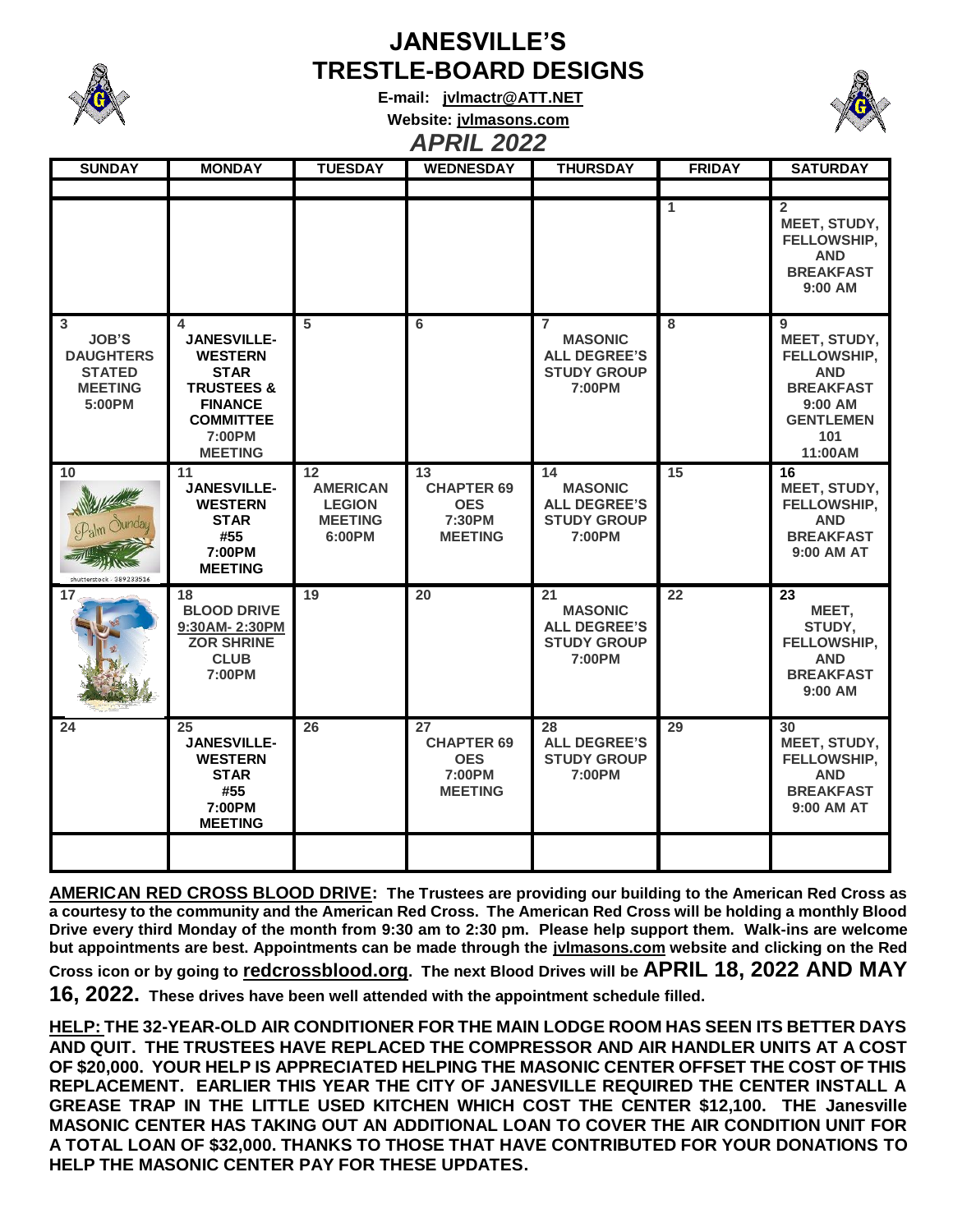# JANESVILLE'S TRESTLE-BOARD DESIGNS

**E-mail: jvlmactr@ATT.NET**

**Website: jvlmasons.com**

## *APRIL 2022*

| SUNDAY | MONDAY | TUESDAY | WEDNESDAY | THURSDAY | FRIDAY | SATURDAY |
|---|---|---|---|---|---|---|
| | | | | | | |
| | | | | | 1 | 2 MEET, STUDY, FELLOWSHIP, AND BREAKFAST 9:00 AM |
| 3 JOB'S DAUGHTERS STATED MEETING 5:00PM | 4 JANESVILLE-WESTERN STAR TRUSTEES & FINANCE COMMITTEE 7:00PM MEETING | 5 | 6 | 7 MASONIC ALL DEGREE'S STUDY GROUP 7:00PM | 8 | 9 MEET, STUDY, FELLOWSHIP, AND BREAKFAST 9:00 AM GENTLEMEN 101 11:00AM |
| 10 Palm Sunday | 11 JANESVILLE-WESTERN STAR #55 7:00PM MEETING | 12 AMERICAN LEGION MEETING 6:00PM | 13 CHAPTER 69 OES 7:30PM MEETING | 14 MASONIC ALL DEGREE'S STUDY GROUP 7:00PM | 15 | 16 MEET, STUDY, FELLOWSHIP, AND BREAKFAST 9:00 AM AT |
| 17 | 18 BLOOD DRIVE 9:30AM- 2:30PM ZOR SHRINE CLUB 7:00PM | 19 | 20 | 21 MASONIC ALL DEGREE'S STUDY GROUP 7:00PM | 22 | 23 MEET, STUDY, FELLOWSHIP, AND BREAKFAST 9:00 AM |
| 24 | 25 JANESVILLE-WESTERN STAR #55 7:00PM MEETING | 26 | 27 CHAPTER 69 OES 7:00PM MEETING | 28 ALL DEGREE'S STUDY GROUP 7:00PM | 29 | 30 MEET, STUDY, FELLOWSHIP, AND BREAKFAST 9:00 AM AT |
| | | | | | | |

**AMERICAN RED CROSS BLOOD DRIVE: The Trustees are providing our building to the American Red Cross as a courtesy to the community and the American Red Cross. The American Red Cross will be holding a monthly Blood Drive every third Monday of the month from 9:30 am to 2:30 pm. Please help support them. Walk-ins are welcome but appointments are best. Appointments can be made through the jvlmasons.com website and clicking on the Red Cross icon or by going to redcrossblood.org. The next Blood Drives will be APRIL 18, 2022 AND MAY 16, 2022. These drives have been well attended with the appointment schedule filled.**

**HELP: THE 32-YEAR-OLD AIR CONDITIONER FOR THE MAIN LODGE ROOM HAS SEEN ITS BETTER DAYS AND QUIT. THE TRUSTEES HAVE REPLACED THE COMPRESSOR AND AIR HANDLER UNITS AT A COST OF $20,000. YOUR HELP IS APPRECIATED HELPING THE MASONIC CENTER OFFSET THE COST OF THIS REPLACEMENT. EARLIER THIS YEAR THE CITY OF JANESVILLE REQUIRED THE CENTER INSTALL A GREASE TRAP IN THE LITTLE USED KITCHEN WHICH COST THE CENTER $12,100. THE Janesville MASONIC CENTER HAS TAKING OUT AN ADDITIONAL LOAN TO COVER THE AIR CONDITION UNIT FOR A TOTAL LOAN OF $32,000. THANKS TO THOSE THAT HAVE CONTRIBUTED FOR YOUR DONATIONS TO HELP THE MASONIC CENTER PAY FOR THESE UPDATES.**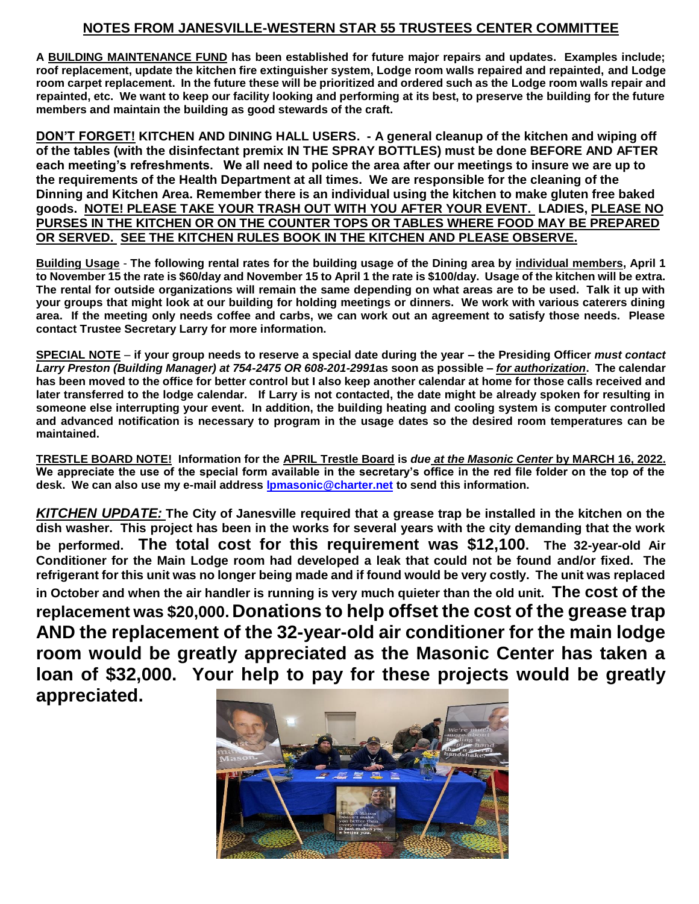## NOTES FROM JANESVILLE-WESTERN STAR 55 TRUSTEES CENTER COMMITTEE

**A BUILDING MAINTENANCE FUND has been established for future major repairs and updates. Examples include; roof replacement, update the kitchen fire extinguisher system, Lodge room walls repaired and repainted, and Lodge room carpet replacement. In the future these will be prioritized and ordered such as the Lodge room walls repair and repainted, etc. We want to keep our facility looking and performing at its best, to preserve the building for the future members and maintain the building as good stewards of the craft.**

**DON'T FORGET! KITCHEN AND DINING HALL USERS. - A general cleanup of the kitchen and wiping off of the tables (with the disinfectant premix IN THE SPRAY BOTTLES) must be done BEFORE AND AFTER each meeting's refreshments. We all need to police the area after our meetings to insure we are up to the requirements of the Health Department at all times. We are responsible for the cleaning of the Dinning and Kitchen Area. Remember there is an individual using the kitchen to make gluten free baked goods. NOTE! PLEASE TAKE YOUR TRASH OUT WITH YOU AFTER YOUR EVENT. LADIES, PLEASE NO PURSES IN THE KITCHEN OR ON THE COUNTER TOPS OR TABLES WHERE FOOD MAY BE PREPARED OR SERVED. SEE THE KITCHEN RULES BOOK IN THE KITCHEN AND PLEASE OBSERVE.**

**Building Usage - The following rental rates for the building usage of the Dining area by individual members, April 1 to November 15 the rate is $60/day and November 15 to April 1 the rate is $100/day. Usage of the kitchen will be extra. The rental for outside organizations will remain the same depending on what areas are to be used. Talk it up with your groups that might look at our building for holding meetings or dinners. We work with various caterers dining area. If the meeting only needs coffee and carbs, we can work out an agreement to satisfy those needs. Please contact Trustee Secretary Larry for more information.**

**SPECIAL NOTE – if your group needs to reserve a special date during the year – the Presiding Officer *must contact Larry Preston (Building Manager) at 754-2475 OR 608-201-2991* as soon as possible – *for authorization*. The calendar has been moved to the office for better control but I also keep another calendar at home for those calls received and later transferred to the lodge calendar. If Larry is not contacted, the date might be already spoken for resulting in someone else interrupting your event. In addition, the building heating and cooling system is computer controlled and advanced notification is necessary to program in the usage dates so the desired room temperatures can be maintained.**

**TRESTLE BOARD NOTE! Information for the APRIL Trestle Board is *due at the Masonic Center* by MARCH 16, 2022. We appreciate the use of the special form available in the secretary's office in the red file folder on the top of the desk. We can also use my e-mail address lpmasonic@charter.net to send this information.**

***KITCHEN UPDATE:*** **The City of Janesville required that a grease trap be installed in the kitchen on the dish washer. This project has been in the works for several years with the city demanding that the work be performed. The total cost for this requirement was $12,100. The 32-year-old Air Conditioner for the Main Lodge room had developed a leak that could not be found and/or fixed. The refrigerant for this unit was no longer being made and if found would be very costly. The unit was replaced in October and when the air handler is running is very much quieter than the old unit. The cost of the replacement was $20,000. Donations to help offset the cost of the grease trap AND the replacement of the 32-year-old air conditioner for the main lodge room would be greatly appreciated as the Masonic Center has taken a loan of $32,000. Your help to pay for these projects would be greatly appreciated.**